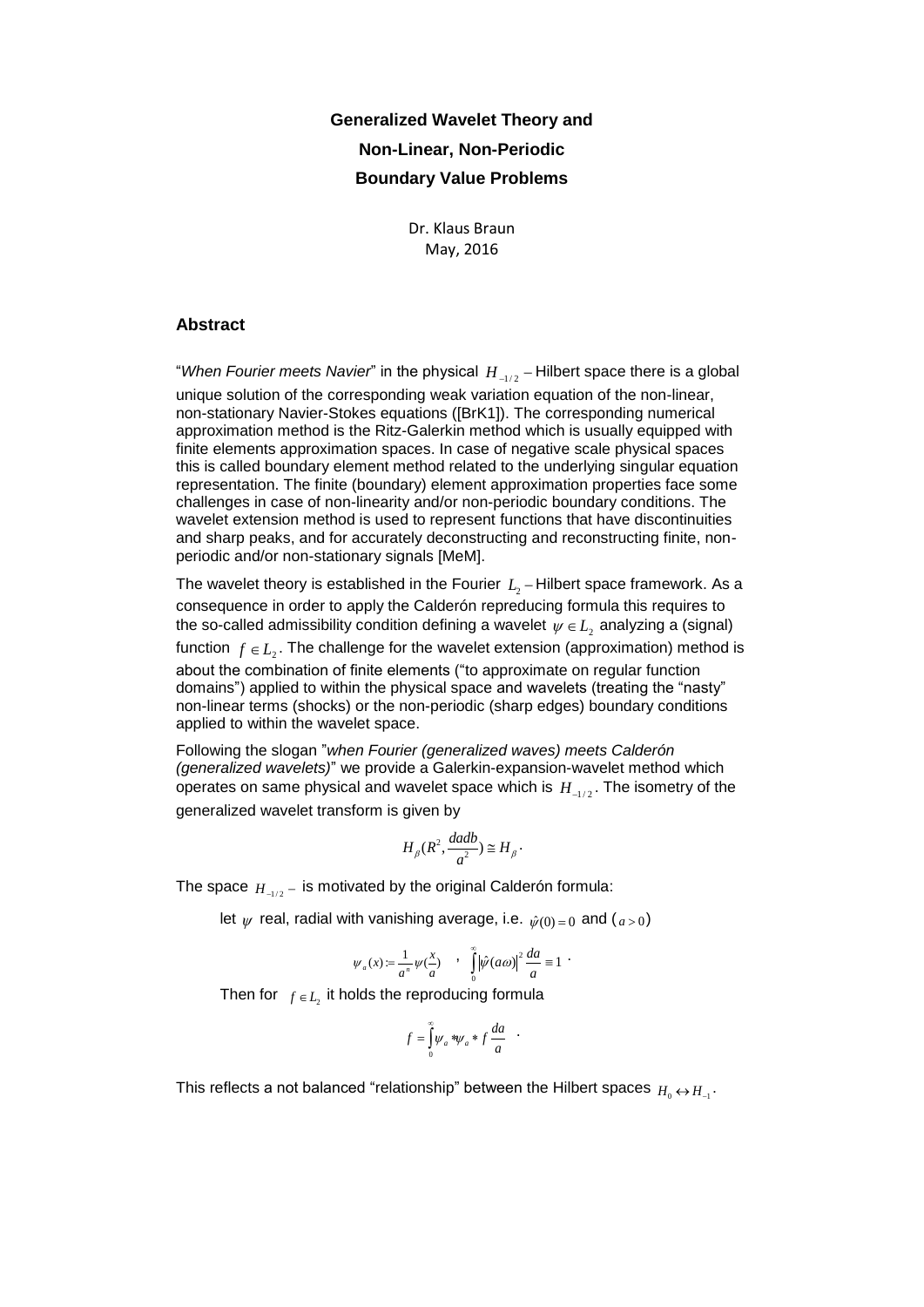**Generalized Wavelet Theory and**

**Non-Linear, Non-Periodic**

**Boundary Value Problems**

Dr. Klaus Braun
May, 2016

### Abstract

"*When Fourier meets Navier*" in the physical $H_{-1/2}$ – Hilbert space there is a global unique solution of the corresponding weak variation equation of the non-linear, non-stationary Navier-Stokes equations ([BrK1]). The corresponding numerical approximation method is the Ritz-Galerkin method which is usually equipped with finite elements approximation spaces. In case of negative scale physical spaces this is called boundary element method related to the underlying singular equation representation. The finite (boundary) element approximation properties face some challenges in case of non-linearity and/or non-periodic boundary conditions. The wavelet extension method is used to represent functions that have discontinuities and sharp peaks, and for accurately deconstructing and reconstructing finite, non-periodic and/or non-stationary signals [MeM].

The wavelet theory is established in the Fourier $L_2$ – Hilbert space framework. As a consequence in order to apply the Calderón repeducing formula this requires to the so-called admissibility condition defining a wavelet $\psi \in L_2$ analyzing a (signal) function $f \in L_2$. The challenge for the wavelet extension (approximation) method is about the combination of finite elements ("to approximate on regular function domains") applied to within the physical space and wavelets (treating the "nasty" non-linear terms (shocks) or the non-periodic (sharp edges) boundary conditions applied to within the wavelet space.

Following the slogan "*when Fourier (generalized waves) meets Calderón (generalized wavelets)*" we provide a Galerkin-expansion-wavelet method which operates on same physical and wavelet space which is $H_{-1/2}$. The isometry of the generalized wavelet transform is given by

$$H_\beta(R^2, \frac{dadb}{a^2}) \cong H_\beta .$$

The space $H_{-1/2}$ – is motivated by the original Calderón formula:

let $\psi$ real, radial with vanishing average, i.e. $\hat{\psi}(0)=0$ and ($a>0$)

$$\psi_a(x) := \frac{1}{a^n}\psi(\frac{x}{a}) \quad , \quad \int_0^\infty |\hat{\psi}(a\omega)|^2 \frac{da}{a} \equiv 1 \ .$$

Then for $f \in L_2$ it holds the reproducing formula

$$f = \int_0^\infty \psi_a * \psi_a * f \frac{da}{a} \ .$$

This reflects a not balanced "relationship" between the Hilbert spaces $H_0 \leftrightarrow H_{-1}$.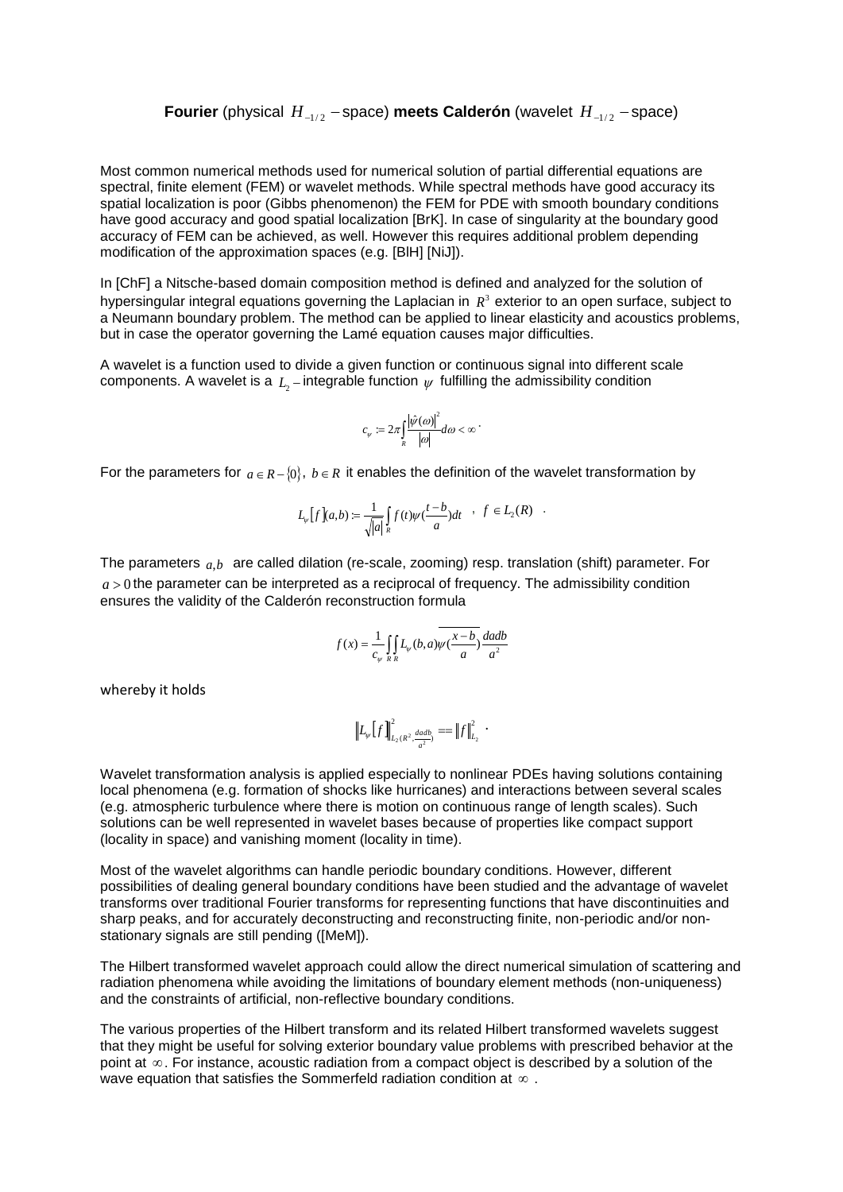**Fourier** (physical $H_{-1/2}$ – space) **meets Calderón** (wavelet $H_{-1/2}$ – space)

Most common numerical methods used for numerical solution of partial differential equations are spectral, finite element (FEM) or wavelet methods. While spectral methods have good accuracy its spatial localization is poor (Gibbs phenomenon) the FEM for PDE with smooth boundary conditions have good accuracy and good spatial localization [BrK]. In case of singularity at the boundary good accuracy of FEM can be achieved, as well. However this requires additional problem depending modification of the approximation spaces (e.g. [BlH] [NiJ]).

In [ChF] a Nitsche-based domain composition method is defined and analyzed for the solution of hypersingular integral equations governing the Laplacian in $R^3$ exterior to an open surface, subject to a Neumann boundary problem. The method can be applied to linear elasticity and acoustics problems, but in case the operator governing the Lamé equation causes major difficulties.

A wavelet is a function used to divide a given function or continuous signal into different scale components. A wavelet is a $L_2$ – integrable function $\psi$ fulfilling the admissibility condition

$$c_\psi := 2\pi \int_R \frac{|\hat{\psi}(\omega)|^2}{|\omega|} d\omega < \infty .$$

For the parameters for $a \in R - \{0\}$, $b \in R$ it enables the definition of the wavelet transformation by

$$L_\psi[f](a,b) := \frac{1}{\sqrt{|a|}} \int_R f(t)\psi(\frac{t-b}{a})dt \quad , \quad f \in L_2(R) \quad .$$

The parameters $a,b$ are called dilation (re-scale, zooming) resp. translation (shift) parameter. For $a > 0$ the parameter can be interpreted as a reciprocal of frequency. The admissibility condition ensures the validity of the Calderón reconstruction formula

$$f(x) = \frac{1}{c_\psi} \int_R \int_R L_\psi(b,a) \overline{\psi(\frac{x-b}{a})} \frac{dadb}{a^2}$$

whereby it holds

$$\|L_\psi[f]\|^2_{L_2(R^2, \frac{dadb}{a^2})} == \|f\|^2_{L_2} \, .$$

Wavelet transformation analysis is applied especially to nonlinear PDEs having solutions containing local phenomena (e.g. formation of shocks like hurricanes) and interactions between several scales (e.g. atmospheric turbulence where there is motion on continuous range of length scales). Such solutions can be well represented in wavelet bases because of properties like compact support (locality in space) and vanishing moment (locality in time).

Most of the wavelet algorithms can handle periodic boundary conditions. However, different possibilities of dealing general boundary conditions have been studied and the advantage of wavelet transforms over traditional Fourier transforms for representing functions that have discontinuities and sharp peaks, and for accurately deconstructing and reconstructing finite, non-periodic and/or non-stationary signals are still pending ([MeM]).

The Hilbert transformed wavelet approach could allow the direct numerical simulation of scattering and radiation phenomena while avoiding the limitations of boundary element methods (non-uniqueness) and the constraints of artificial, non-reflective boundary conditions.

The various properties of the Hilbert transform and its related Hilbert transformed wavelets suggest that they might be useful for solving exterior boundary value problems with prescribed behavior at the point at $\infty$. For instance, acoustic radiation from a compact object is described by a solution of the wave equation that satisfies the Sommerfeld radiation condition at $\infty$ .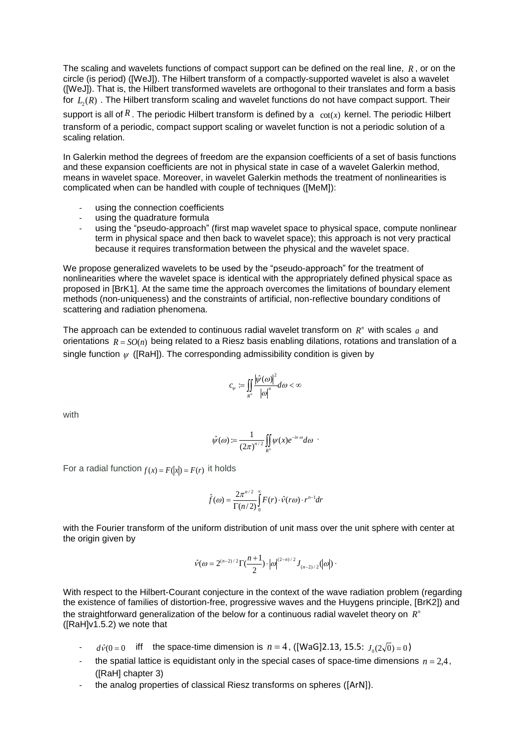The scaling and wavelets functions of compact support can be defined on the real line, $R$, or on the circle (is period) ([WeJ]). The Hilbert transform of a compactly-supported wavelet is also a wavelet ([WeJ]). That is, the Hilbert transformed wavelets are orthogonal to their translates and form a basis for $L_2(R)$. The Hilbert transform scaling and wavelet functions do not have compact support. Their support is all of $R$. The periodic Hilbert transform is defined by a $\cot(x)$ kernel. The periodic Hilbert transform of a periodic, compact support scaling or wavelet function is not a periodic solution of a scaling relation.

In Galerkin method the degrees of freedom are the expansion coefficients of a set of basis functions and these expansion coefficients are not in physical state in case of a wavelet Galerkin method, means in wavelet space. Moreover, in wavelet Galerkin methods the treatment of nonlinearities is complicated when can be handled with couple of techniques ([MeM]):

- using the connection coefficients
- using the quadrature formula
- using the "pseudo-approach" (first map wavelet space to physical space, compute nonlinear term in physical space and then back to wavelet space); this approach is not very practical because it requires transformation between the physical and the wavelet space.

We propose generalized wavelets to be used by the "pseudo-approach" for the treatment of nonlinearities where the wavelet space is identical with the appropriately defined physical space as proposed in [BrK1]. At the same time the approach overcomes the limitations of boundary element methods (non-uniqueness) and the constraints of artificial, non-reflective boundary conditions of scattering and radiation phenomena.

The approach can be extended to continuous radial wavelet transform on $R^n$ with scales $a$ and orientations $R = SO(n)$ being related to a Riesz basis enabling dilations, rotations and translation of a single function $\psi$ ([RaH]). The corresponding admissibility condition is given by

$$c_\psi := \iint_{R^n} \frac{|\hat{\psi}(\omega)|^2}{|\omega|^n} d\omega < \infty$$

with

$$\hat{\psi}(\omega) := \frac{1}{(2\pi)^{n/2}} \iint_{R^n} \psi(x) e^{-ix \cdot \omega} d\omega \ .$$

For a radial function $f(x) = F(|x|) = F(r)$ it holds

$$\hat{f}(\omega) = \frac{2\pi^{n/2}}{\Gamma(n/2)} \int_0^\infty F(r) \cdot \hat{v}(r\omega) \cdot r^{n-1} dr$$

with the Fourier transform of the uniform distribution of unit mass over the unit sphere with center at the origin given by

$$\hat{v}(\omega = 2^{(n-2)/2} \Gamma(\frac{n+1}{2}) \cdot |\omega|^{(2-n)/2} J_{(n-2)/2}(|\omega|) \cdot$$

With respect to the Hilbert-Courant conjecture in the context of the wave radiation problem (regarding the existence of families of distortion-free, progressive waves and the Huygens principle, [BrK2]) and the straightforward generalization of the below for a continuous radial wavelet theory on $R^n$ ([RaH]v1.5.2) we note that

- $d\hat{v}(0 = 0$ iff the space-time dimension is $n = 4$, ([WaG]2.13, 15.5: $J_0(2\sqrt{0}) = 0$)
- the spatial lattice is equidistant only in the special cases of space-time dimensions $n = 2,4$, ([RaH] chapter 3)
- the analog properties of classical Riesz transforms on spheres ([ArN]).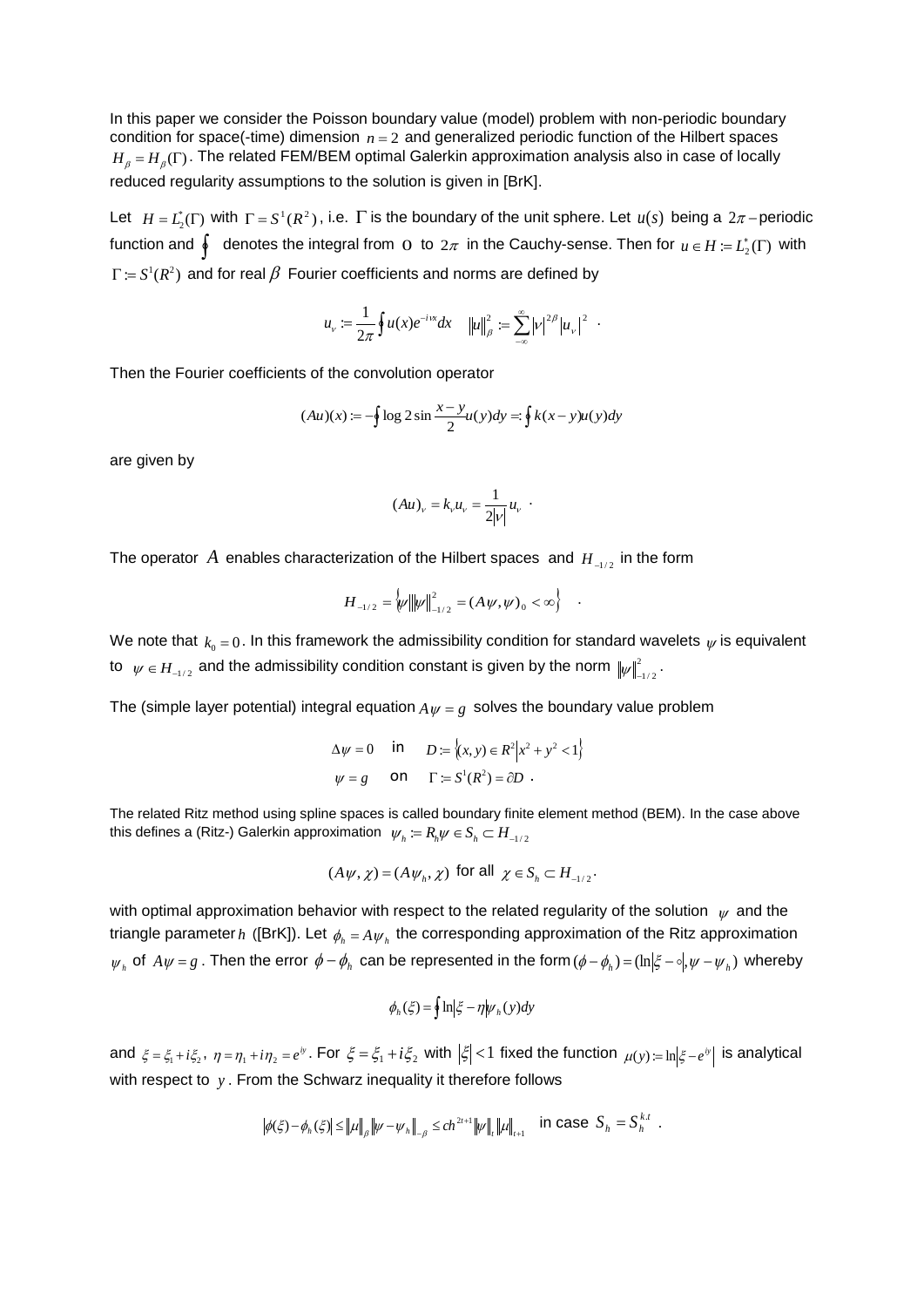In this paper we consider the Poisson boundary value (model) problem with non-periodic boundary condition for space(-time) dimension $n = 2$ and generalized periodic function of the Hilbert spaces $H_\beta = H_\beta(\Gamma)$. The related FEM/BEM optimal Galerkin approximation analysis also in case of locally reduced regularity assumptions to the solution is given in [BrK].

Let $H = L_2^*(\Gamma)$ with $\Gamma = S^1(R^2)$, i.e. $\Gamma$ is the boundary of the unit sphere. Let $u(s)$ being a $2\pi$-periodic function and $\oint$ denotes the integral from $0$ to $2\pi$ in the Cauchy-sense. Then for $u \in H := L_2^*(\Gamma)$ with $\Gamma := S^1(R^2)$ and for real $\beta$ Fourier coefficients and norms are defined by

$$u_\nu := \frac{1}{2\pi}\oint u(x)e^{-i\nu x}dx \quad \|u\|_\beta^2 := \sum_{-\infty}^{\infty}|\nu|^{2\beta}|u_\nu|^2 \quad .$$

Then the Fourier coefficients of the convolution operator

$$(Au)(x) := -\oint \log 2\sin\frac{x-y}{2}u(y)dy =: \oint k(x-y)u(y)dy$$

are given by

$$(Au)_\nu = k_\nu u_\nu = \frac{1}{2|\nu|}u_\nu \quad .$$

The operator $A$ enables characterization of the Hilbert spaces and $H_{-1/2}$ in the form

$$H_{-1/2} = \left\{\psi \,\middle|\, \|\psi\|_{-1/2}^2 = (A\psi,\psi)_0 < \infty\right\} \quad .$$

We note that $k_0 = 0$. In this framework the admissibility condition for standard wavelets $\psi$ is equivalent to $\psi \in H_{-1/2}$ and the admissibility condition constant is given by the norm $\|\psi\|_{-1/2}^2$.

The (simple layer potential) integral equation $A\psi = g$ solves the boundary value problem

$$\Delta\psi = 0 \quad \text{in} \quad D := \left\{(x,y) \in R^2 \,\middle|\, x^2 + y^2 < 1\right\}$$
$$\psi = g \quad \text{on} \quad \Gamma := S^1(R^2) = \partial D \ .$$

The related Ritz method using spline spaces is called boundary finite element method (BEM). In the case above this defines a (Ritz-) Galerkin approximation $\psi_h := R_h\psi \in S_h \subset H_{-1/2}$

$$(A\psi,\chi) = (A\psi_h,\chi) \text{ for all } \chi \in S_h \subset H_{-1/2}.$$

with optimal approximation behavior with respect to the related regularity of the solution $\psi$ and the triangle parameter $h$ ([BrK]). Let $\phi_h = A\psi_h$ the corresponding approximation of the Ritz approximation $\psi_h$ of $A\psi = g$. Then the error $\phi - \phi_h$ can be represented in the form $(\phi - \phi_h) = (\ln|\xi - \circ|, \psi - \psi_h)$ whereby

$$\phi_h(\xi) = \oint \ln|\xi - \eta|\psi_h(y)dy$$

and $\xi = \xi_1 + i\xi_2$, $\eta = \eta_1 + i\eta_2 = e^{iy}$. For $\xi = \xi_1 + i\xi_2$ with $|\xi| < 1$ fixed the function $\mu(y) := \ln\left|\xi - e^{iy}\right|$ is analytical with respect to $y$. From the Schwarz inequality it therefore follows

$$|\phi(\xi) - \phi_h(\xi)| \le \|\mu\|_\beta \|\psi - \psi_h\|_{-\beta} \le ch^{2t+1}\|\psi\|_t \|\mu\|_{t+1} \quad \text{in case } S_h = S_h^{k,t} \ .$$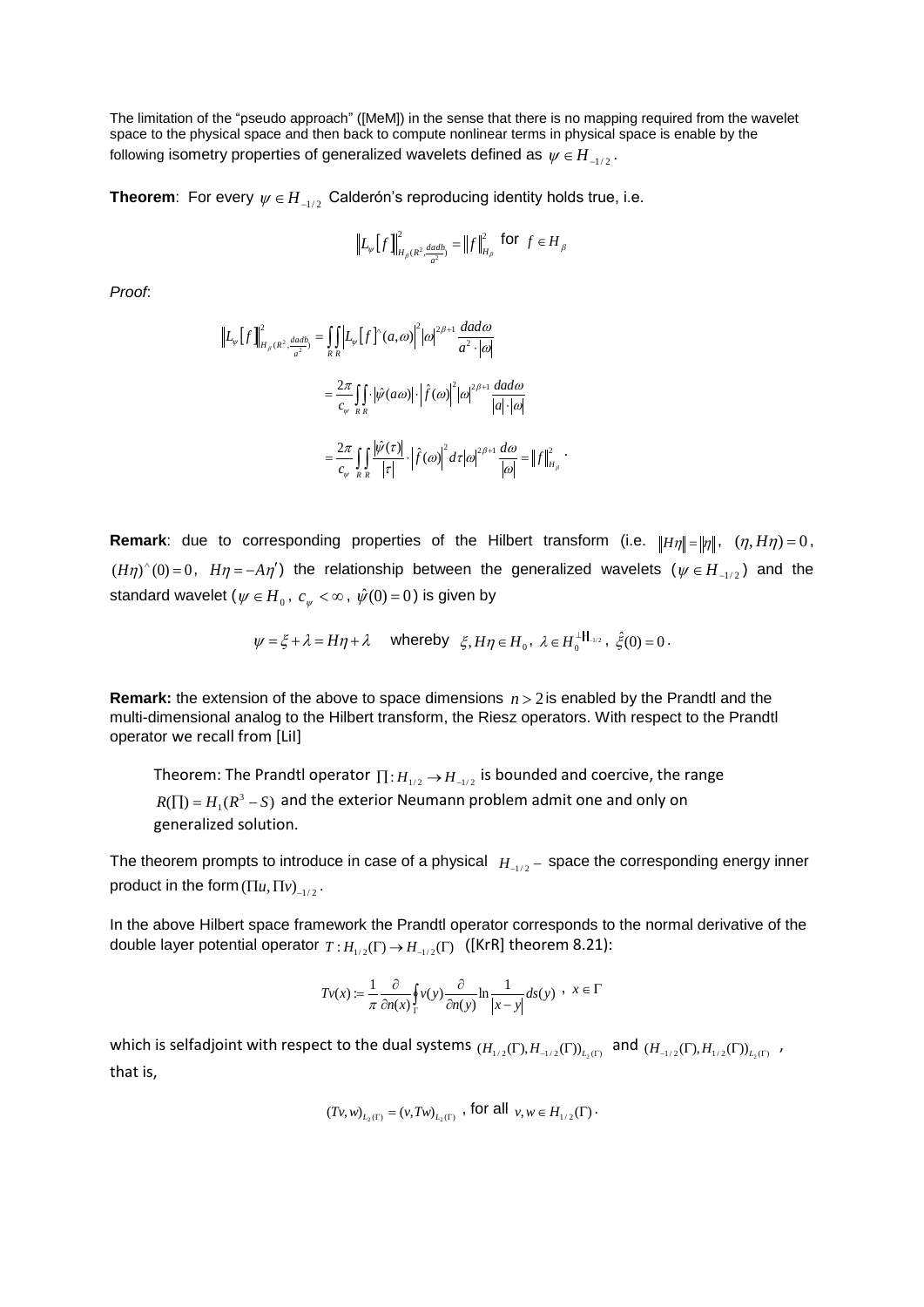The limitation of the "pseudo approach" ([MeM]) in the sense that there is no mapping required from the wavelet space to the physical space and then back to compute nonlinear terms in physical space is enable by the following isometry properties of generalized wavelets defined as $\psi \in H_{-1/2}$.

**Theorem**: For every $\psi \in H_{-1/2}$ Calderón's reproducing identity holds true, i.e.

$$\left\| L_\psi[f] \right\|^2_{H_\beta(R^2, \frac{dadb}{a^2})} = \|f\|^2_{H_\beta} \quad \text{for} \quad f \in H_\beta$$

*Proof*:

$$\left\| L_\psi[f] \right\|^2_{H_\beta(R^2, \frac{dadb}{a^2})} = \int_R \int_R \left| L_\psi[f]^\wedge(a,\omega) \right|^2 |\omega|^{2\beta+1} \frac{dad\omega}{a^2 \cdot |\omega|}$$

$$= \frac{2\pi}{c_\psi} \int_R \int_R \cdot |\hat{\psi}(a\omega)| \cdot \left| \hat{f}(\omega) \right|^2 |\omega|^{2\beta+1} \frac{dad\omega}{|a| \cdot |\omega|}$$

$$= \frac{2\pi}{c_\psi} \int_R \int_R \frac{|\hat{\psi}(\tau)|}{|\tau|} \cdot \left| \hat{f}(\omega) \right|^2 d\tau |\omega|^{2\beta+1} \frac{d\omega}{|\omega|} = \|f\|^2_{H_\beta}.$$

**Remark**: due to corresponding properties of the Hilbert transform (i.e. $\|H\eta\| = \|\eta\|$, $(\eta, H\eta) = 0$, $(H\eta)^\wedge(0) = 0$, $H\eta = -A\eta'$) the relationship between the generalized wavelets ($\psi \in H_{-1/2}$) and the standard wavelet ($\psi \in H_0$, $c_\psi < \infty$, $\hat{\psi}(0) = 0$) is given by

$$\psi = \xi + \lambda = H\eta + \lambda \quad \text{whereby} \quad \xi, H\eta \in H_0,\ \lambda \in H_0^{\perp \|\|_{-1/2}},\ \hat{\xi}(0) = 0.$$

**Remark:** the extension of the above to space dimensions $n > 2$ is enabled by the Prandtl and the multi-dimensional analog to the Hilbert transform, the Riesz operators. With respect to the Prandtl operator we recall from [LiI]

> Theorem: The Prandtl operator $\prod : H_{1/2} \rightarrow H_{-1/2}$ is bounded and coercive, the range $R(\prod) = H_1(R^3 - S)$ and the exterior Neumann problem admit one and only on generalized solution.

The theorem prompts to introduce in case of a physical $H_{-1/2}$ – space the corresponding energy inner product in the form $(\prod u, \prod v)_{-1/2}$.

In the above Hilbert space framework the Prandtl operator corresponds to the normal derivative of the double layer potential operator $T : H_{1/2}(\Gamma) \rightarrow H_{-1/2}(\Gamma)$ ([KrR] theorem 8.21):

$$Tv(x) := \frac{1}{\pi} \frac{\partial}{\partial n(x)} \oint_\Gamma v(y) \frac{\partial}{\partial n(y)} \ln \frac{1}{|x-y|} ds(y), \quad x \in \Gamma$$

which is selfadjoint with respect to the dual systems $(H_{1/2}(\Gamma), H_{-1/2}(\Gamma))_{L_2(\Gamma)}$ and $(H_{-1/2}(\Gamma), H_{1/2}(\Gamma))_{L_2(\Gamma)}$, that is,

$$(Tv, w)_{L_2(\Gamma)} = (v, Tw)_{L_2(\Gamma)}, \text{ for all } v, w \in H_{1/2}(\Gamma).$$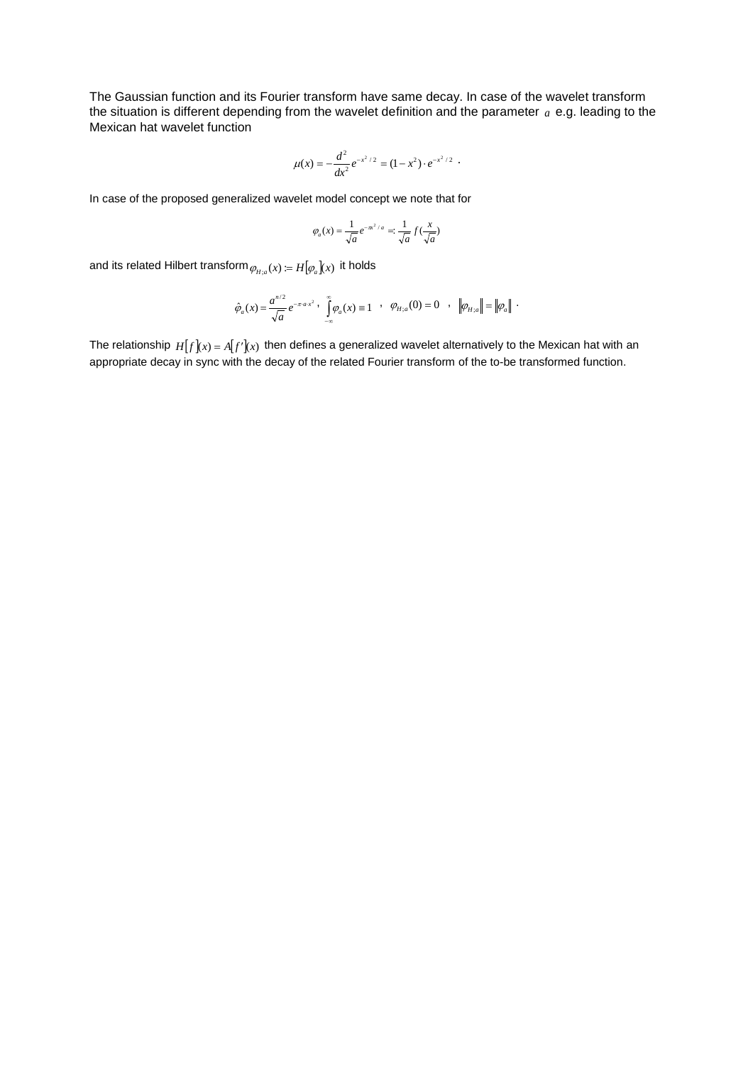The Gaussian function and its Fourier transform have same decay. In case of the wavelet transform the situation is different depending from the wavelet definition and the parameter $a$ e.g. leading to the Mexican hat wavelet function

$$\mu(x) = -\frac{d^2}{dx^2} e^{-x^2/2} = (1 - x^2) \cdot e^{-x^2/2} \; .$$

In case of the proposed generalized wavelet model concept we note that for

$$\varphi_a(x) = \frac{1}{\sqrt{a}} e^{-\pi x^2/a} =: \frac{1}{\sqrt{a}} f(\frac{x}{\sqrt{a}})$$

and its related Hilbert transform $\varphi_{H;a}(x) := H[\varphi_a](x)$ it holds

$$\hat{\varphi}_a(x) = \frac{a^{n/2}}{\sqrt{a}} e^{-\pi \cdot a \cdot x^2} \; , \; \int_{-\infty}^{\infty} \varphi_a(x) \equiv 1 \quad , \quad \varphi_{H;a}(0) = 0 \quad , \quad \|\varphi_{H;a}\| = \|\varphi_a\| \; .$$

The relationship $H[f](x) = A[f'](x)$ then defines a generalized wavelet alternatively to the Mexican hat with an appropriate decay in sync with the decay of the related Fourier transform of the to-be transformed function.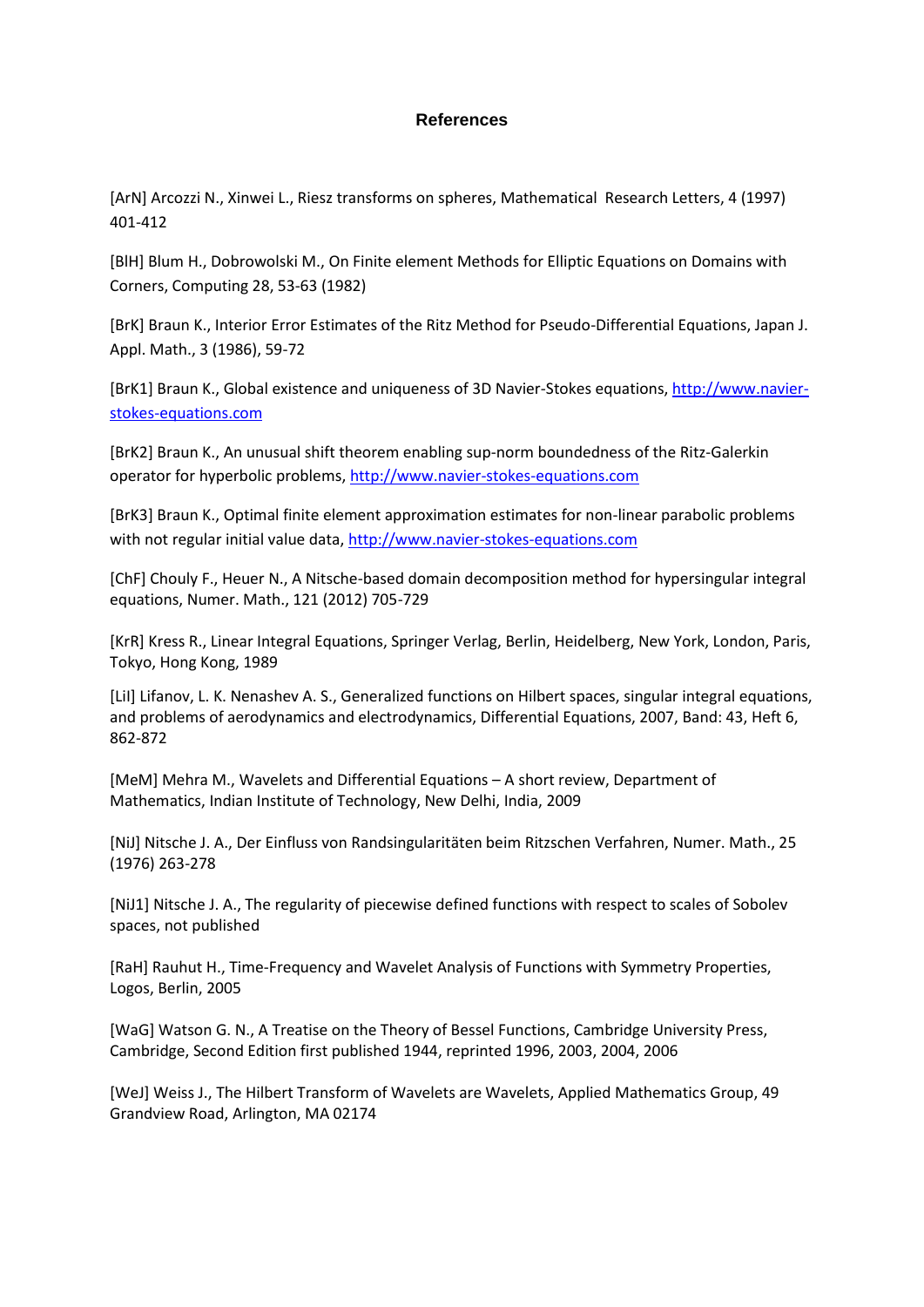# References

[ArN] Arcozzi N., Xinwei L., Riesz transforms on spheres, Mathematical Research Letters, 4 (1997) 401-412

[BlH] Blum H., Dobrowolski M., On Finite element Methods for Elliptic Equations on Domains with Corners, Computing 28, 53-63 (1982)

[BrK] Braun K., Interior Error Estimates of the Ritz Method for Pseudo-Differential Equations, Japan J. Appl. Math., 3 (1986), 59-72

[BrK1] Braun K., Global existence and uniqueness of 3D Navier-Stokes equations, http://www.navier-stokes-equations.com

[BrK2] Braun K., An unusual shift theorem enabling sup-norm boundedness of the Ritz-Galerkin operator for hyperbolic problems, http://www.navier-stokes-equations.com

[BrK3] Braun K., Optimal finite element approximation estimates for non-linear parabolic problems with not regular initial value data, http://www.navier-stokes-equations.com

[ChF] Chouly F., Heuer N., A Nitsche-based domain decomposition method for hypersingular integral equations, Numer. Math., 121 (2012) 705-729

[KrR] Kress R., Linear Integral Equations, Springer Verlag, Berlin, Heidelberg, New York, London, Paris, Tokyo, Hong Kong, 1989

[LiI] Lifanov, L. K. Nenashev A. S., Generalized functions on Hilbert spaces, singular integral equations, and problems of aerodynamics and electrodynamics, Differential Equations, 2007, Band: 43, Heft 6, 862-872

[MeM] Mehra M., Wavelets and Differential Equations – A short review, Department of Mathematics, Indian Institute of Technology, New Delhi, India, 2009

[NiJ] Nitsche J. A., Der Einfluss von Randsingularitäten beim Ritzschen Verfahren, Numer. Math., 25 (1976) 263-278

[NiJ1] Nitsche J. A., The regularity of piecewise defined functions with respect to scales of Sobolev spaces, not published

[RaH] Rauhut H., Time-Frequency and Wavelet Analysis of Functions with Symmetry Properties, Logos, Berlin, 2005

[WaG] Watson G. N., A Treatise on the Theory of Bessel Functions, Cambridge University Press, Cambridge, Second Edition first published 1944, reprinted 1996, 2003, 2004, 2006

[WeJ] Weiss J., The Hilbert Transform of Wavelets are Wavelets, Applied Mathematics Group, 49 Grandview Road, Arlington, MA 02174